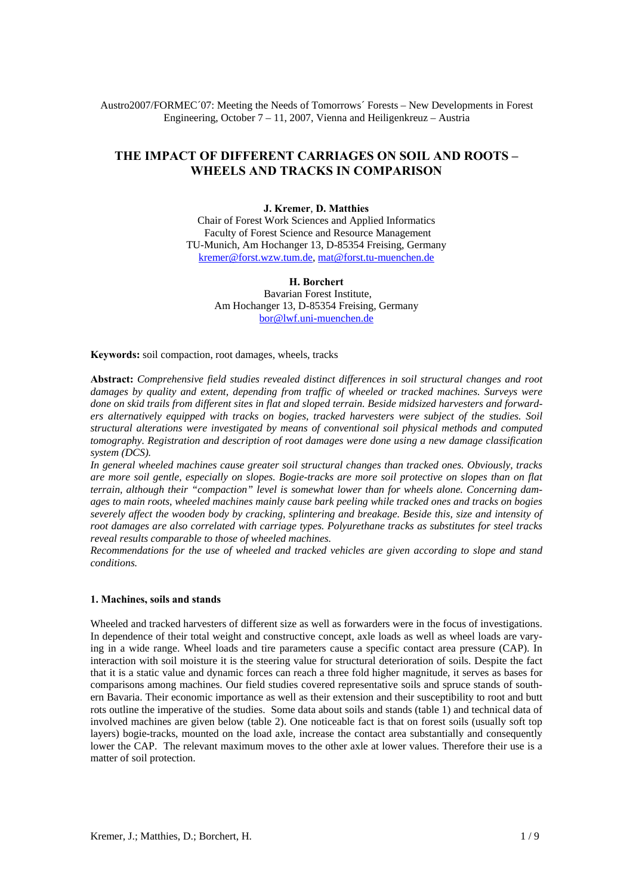Austro2007/FORMEC´07: Meeting the Needs of Tomorrows´ Forests – New Developments in Forest Engineering, October 7 – 11, 2007, Vienna and Heiligenkreuz – Austria

# THE IMPACT OF DIFFERENT CARRIAGES ON SOIL AND ROOTS – WHEELS AND TRACKS IN COMPARISON

**J. Kremer**, **D. Matthies**
Chair of Forest Work Sciences and Applied Informatics
Faculty of Forest Science and Resource Management
TU-Munich, Am Hochanger 13, D-85354 Freising, Germany
kremer@forst.wzw.tum.de, mat@forst.tu-muenchen.de

**H. Borchert**
Bavarian Forest Institute,
Am Hochanger 13, D-85354 Freising, Germany
bor@lwf.uni-muenchen.de

**Keywords:** soil compaction, root damages, wheels, tracks

**Abstract:** *Comprehensive field studies revealed distinct differences in soil structural changes and root damages by quality and extent, depending from traffic of wheeled or tracked machines. Surveys were done on skid trails from different sites in flat and sloped terrain. Beside midsized harvesters and forwarders alternatively equipped with tracks on bogies, tracked harvesters were subject of the studies. Soil structural alterations were investigated by means of conventional soil physical methods and computed tomography. Registration and description of root damages were done using a new damage classification system (DCS).*

*In general wheeled machines cause greater soil structural changes than tracked ones. Obviously, tracks are more soil gentle, especially on slopes. Bogie-tracks are more soil protective on slopes than on flat terrain, although their "compaction" level is somewhat lower than for wheels alone. Concerning damages to main roots, wheeled machines mainly cause bark peeling while tracked ones and tracks on bogies severely affect the wooden body by cracking, splintering and breakage. Beside this, size and intensity of root damages are also correlated with carriage types. Polyurethane tracks as substitutes for steel tracks reveal results comparable to those of wheeled machines.*

*Recommendations for the use of wheeled and tracked vehicles are given according to slope and stand conditions.*

## 1. Machines, soils and stands

Wheeled and tracked harvesters of different size as well as forwarders were in the focus of investigations. In dependence of their total weight and constructive concept, axle loads as well as wheel loads are varying in a wide range. Wheel loads and tire parameters cause a specific contact area pressure (CAP). In interaction with soil moisture it is the steering value for structural deterioration of soils. Despite the fact that it is a static value and dynamic forces can reach a three fold higher magnitude, it serves as bases for comparisons among machines. Our field studies covered representative soils and spruce stands of southern Bavaria. Their economic importance as well as their extension and their susceptibility to root and butt rots outline the imperative of the studies. Some data about soils and stands (table 1) and technical data of involved machines are given below (table 2). One noticeable fact is that on forest soils (usually soft top layers) bogie-tracks, mounted on the load axle, increase the contact area substantially and consequently lower the CAP. The relevant maximum moves to the other axle at lower values. Therefore their use is a matter of soil protection.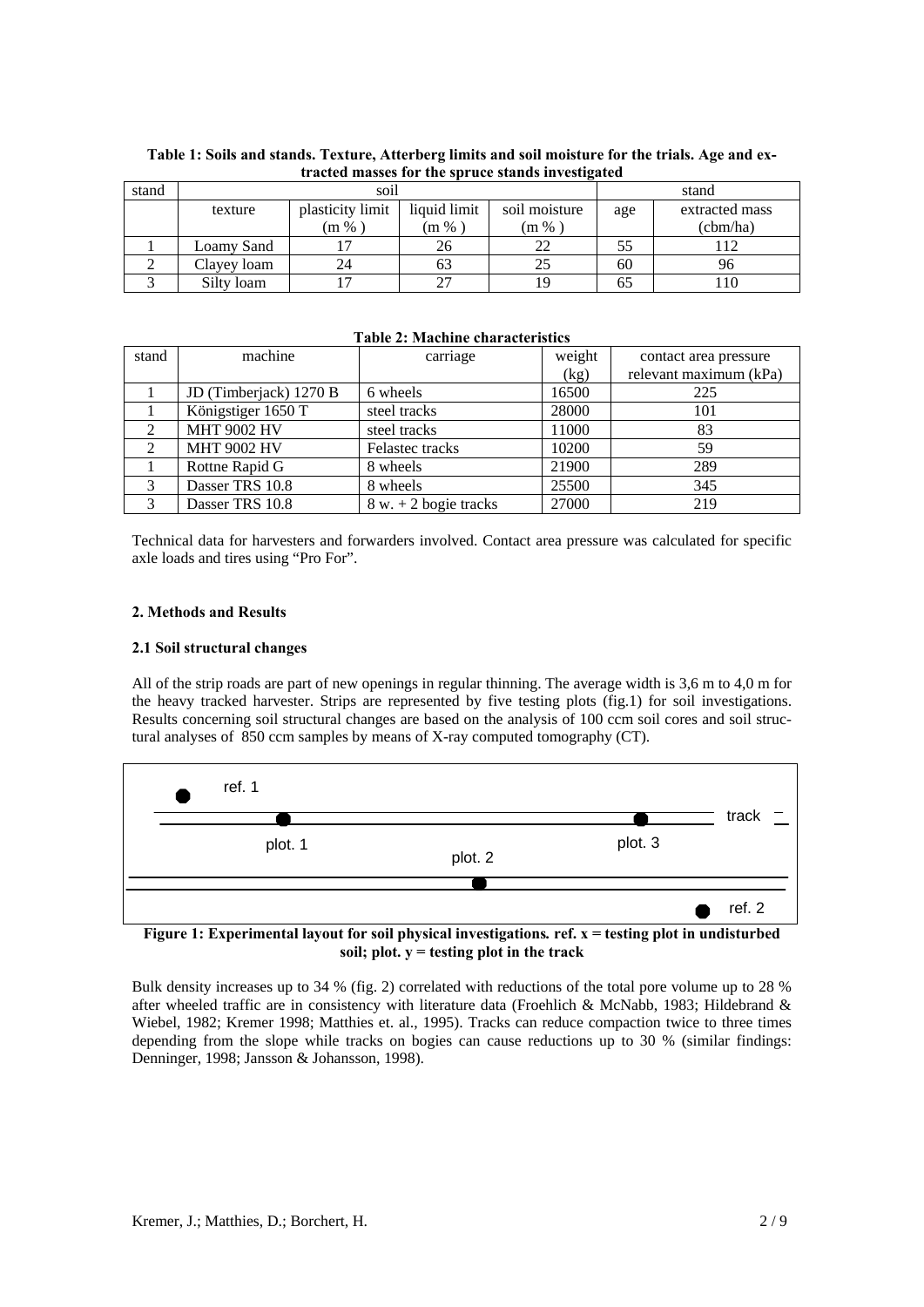**Table 1: Soils and stands. Texture, Atterberg limits and soil moisture for the trials. Age and extracted masses for the spruce stands investigated**

| stand | soil | | | | stand | |
|---|---|---|---|---|---|---|
| | texture | plasticity limit (m % ) | liquid limit (m % ) | soil moisture (m % ) | age | extracted mass (cbm/ha) |
| 1 | Loamy Sand | 17 | 26 | 22 | 55 | 112 |
| 2 | Clayey loam | 24 | 63 | 25 | 60 | 96 |
| 3 | Silty loam | 17 | 27 | 19 | 65 | 110 |

**Table 2: Machine characteristics**

| stand | machine | carriage | weight (kg) | contact area pressure relevant maximum (kPa) |
|---|---|---|---|---|
| 1 | JD (Timberjack) 1270 B | 6 wheels | 16500 | 225 |
| 1 | Königstiger 1650 T | steel tracks | 28000 | 101 |
| 2 | MHT 9002 HV | steel tracks | 11000 | 83 |
| 2 | MHT 9002 HV | Felastec tracks | 10200 | 59 |
| 1 | Rottne Rapid G | 8 wheels | 21900 | 289 |
| 3 | Dasser TRS 10.8 | 8 wheels | 25500 | 345 |
| 3 | Dasser TRS 10.8 | 8 w. + 2 bogie tracks | 27000 | 219 |

Technical data for harvesters and forwarders involved. Contact area pressure was calculated for specific axle loads and tires using "Pro For".

### 2. Methods and Results

#### 2.1 Soil structural changes

All of the strip roads are part of new openings in regular thinning. The average width is 3,6 m to 4,0 m for the heavy tracked harvester. Strips are represented by five testing plots (fig.1) for soil investigations. Results concerning soil structural changes are based on the analysis of 100 ccm soil cores and soil structural analyses of 850 ccm samples by means of X-ray computed tomography (CT).

ref. 1 — track — plot. 1 — plot. 2 — plot. 3 — ref. 2

**Figure 1: Experimental layout for soil physical investigations. ref. x = testing plot in undisturbed soil; plot. y = testing plot in the track**

Bulk density increases up to 34 % (fig. 2) correlated with reductions of the total pore volume up to 28 % after wheeled traffic are in consistency with literature data (Froehlich & McNabb, 1983; Hildebrand & Wiebel, 1982; Kremer 1998; Matthies et. al., 1995). Tracks can reduce compaction twice to three times depending from the slope while tracks on bogies can cause reductions up to 30 % (similar findings: Denninger, 1998; Jansson & Johansson, 1998).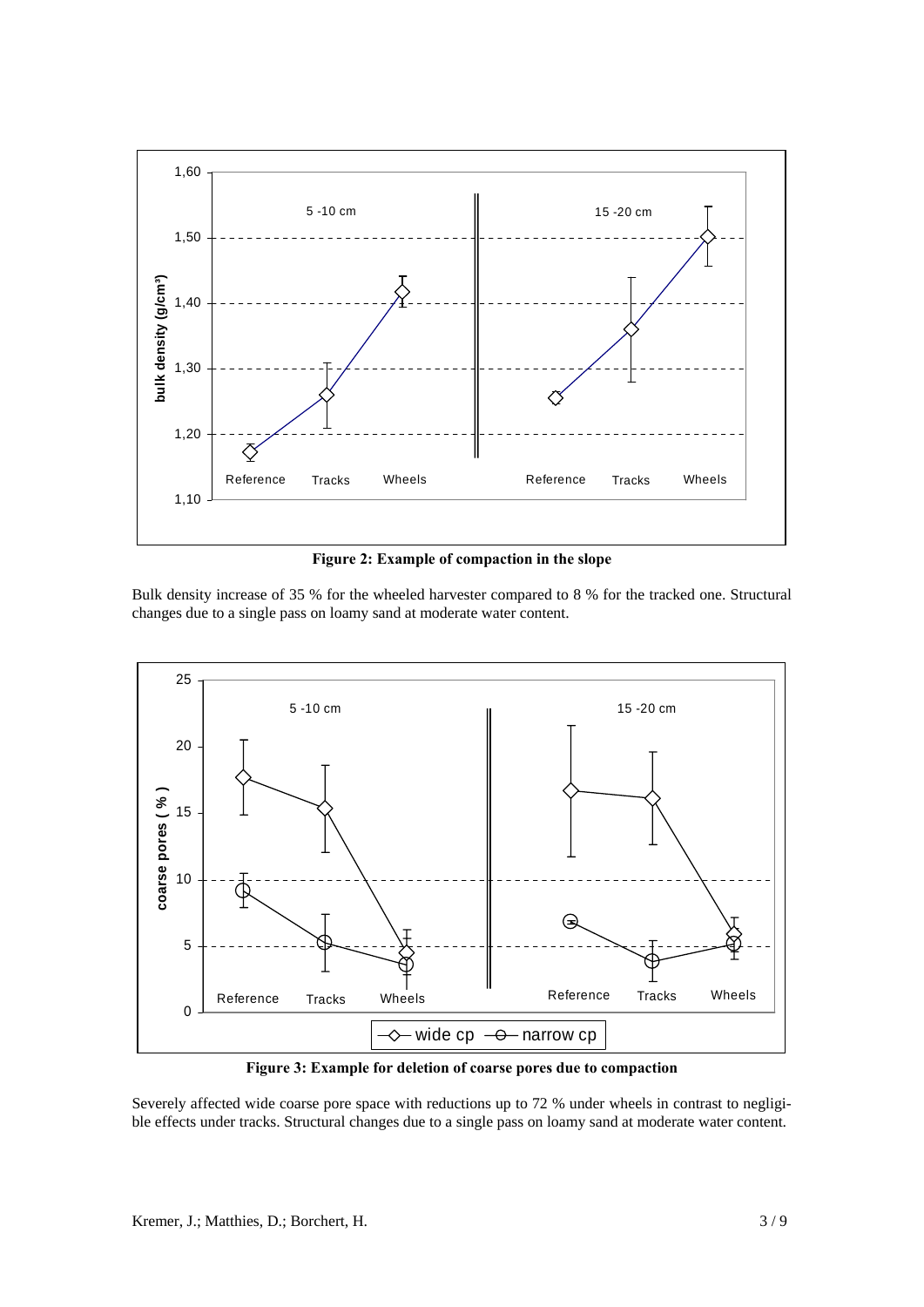**Figure 2: Example of compaction in the slope**

Bulk density increase of 35 % for the wheeled harvester compared to 8 % for the tracked one. Structural changes due to a single pass on loamy sand at moderate water content.

**Figure 3: Example for deletion of coarse pores due to compaction**

Severely affected wide coarse pore space with reductions up to 72 % under wheels in contrast to negligible effects under tracks. Structural changes due to a single pass on loamy sand at moderate water content.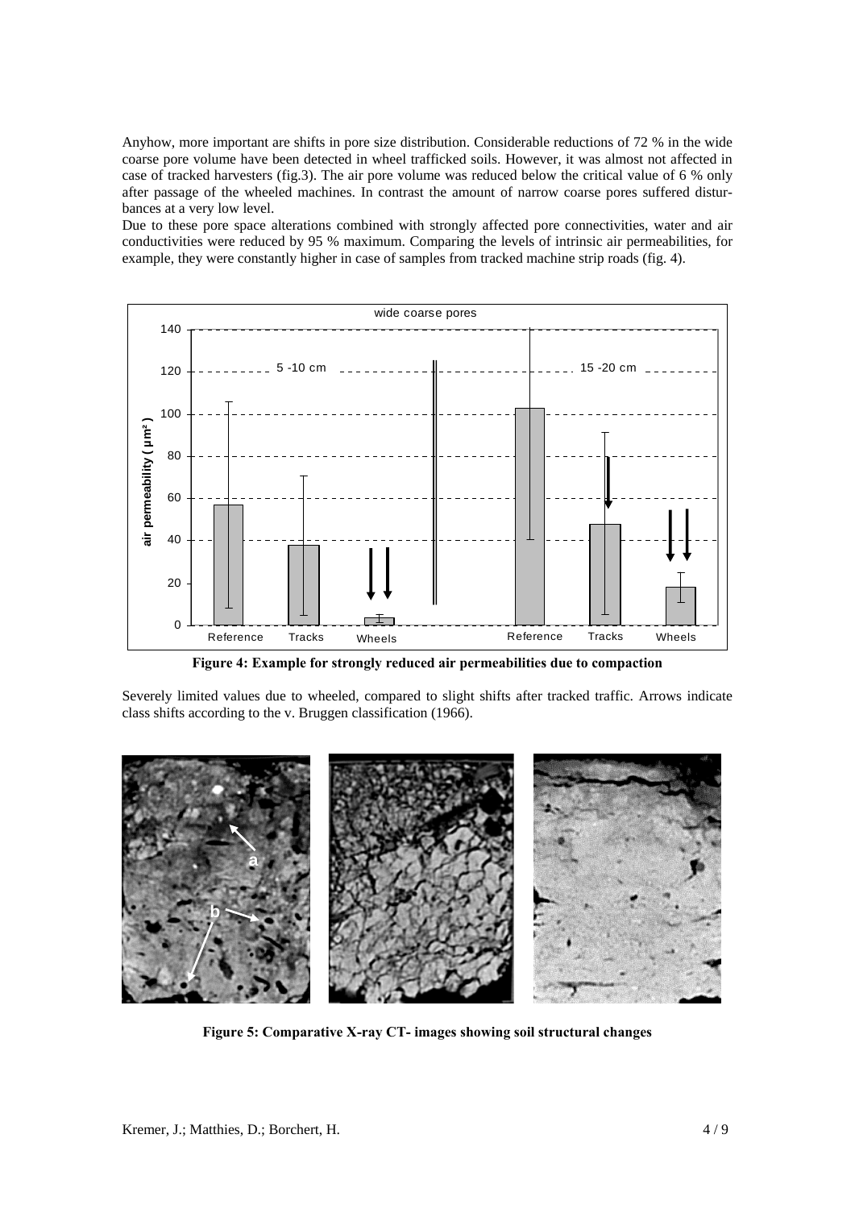Anyhow, more important are shifts in pore size distribution. Considerable reductions of 72 % in the wide coarse pore volume have been detected in wheel trafficked soils. However, it was almost not affected in case of tracked harvesters (fig.3). The air pore volume was reduced below the critical value of 6 % only after passage of the wheeled machines. In contrast the amount of narrow coarse pores suffered disturbances at a very low level.

Due to these pore space alterations combined with strongly affected pore connectivities, water and air conductivities were reduced by 95 % maximum. Comparing the levels of intrinsic air permeabilities, for example, they were constantly higher in case of samples from tracked machine strip roads (fig. 4).

**Figure 4: Example for strongly reduced air permeabilities due to compaction**

Severely limited values due to wheeled, compared to slight shifts after tracked traffic. Arrows indicate class shifts according to the v. Bruggen classification (1966).

**Figure 5: Comparative X-ray CT- images showing soil structural changes**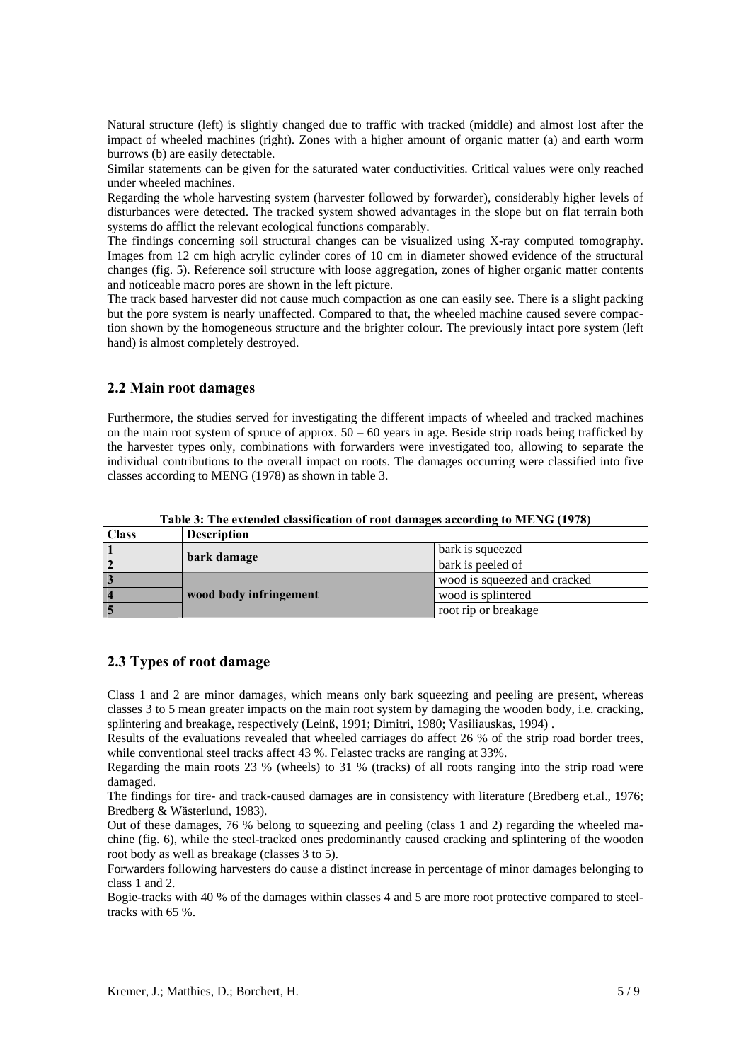Natural structure (left) is slightly changed due to traffic with tracked (middle) and almost lost after the impact of wheeled machines (right). Zones with a higher amount of organic matter (a) and earth worm burrows (b) are easily detectable.

Similar statements can be given for the saturated water conductivities. Critical values were only reached under wheeled machines.

Regarding the whole harvesting system (harvester followed by forwarder), considerably higher levels of disturbances were detected. The tracked system showed advantages in the slope but on flat terrain both systems do afflict the relevant ecological functions comparably.

The findings concerning soil structural changes can be visualized using X-ray computed tomography. Images from 12 cm high acrylic cylinder cores of 10 cm in diameter showed evidence of the structural changes (fig. 5). Reference soil structure with loose aggregation, zones of higher organic matter contents and noticeable macro pores are shown in the left picture.

The track based harvester did not cause much compaction as one can easily see. There is a slight packing but the pore system is nearly unaffected. Compared to that, the wheeled machine caused severe compaction shown by the homogeneous structure and the brighter colour. The previously intact pore system (left hand) is almost completely destroyed.

## 2.2 Main root damages

Furthermore, the studies served for investigating the different impacts of wheeled and tracked machines on the main root system of spruce of approx. 50 – 60 years in age. Beside strip roads being trafficked by the harvester types only, combinations with forwarders were investigated too, allowing to separate the individual contributions to the overall impact on roots. The damages occurring were classified into five classes according to MENG (1978) as shown in table 3.

**Table 3: The extended classification of root damages according to MENG (1978)**

| Class | Description | |
|---|---|---|
| 1 | **bark damage** | bark is squeezed |
| 2 | | bark is peeled of |
| 3 | **wood body infringement** | wood is squeezed and cracked |
| 4 | | wood is splintered |
| 5 | | root rip or breakage |

## 2.3 Types of root damage

Class 1 and 2 are minor damages, which means only bark squeezing and peeling are present, whereas classes 3 to 5 mean greater impacts on the main root system by damaging the wooden body, i.e. cracking, splintering and breakage, respectively (Leinß, 1991; Dimitri, 1980; Vasiliauskas, 1994) .

Results of the evaluations revealed that wheeled carriages do affect 26 % of the strip road border trees, while conventional steel tracks affect 43 %. Felastec tracks are ranging at 33%.

Regarding the main roots 23 % (wheels) to 31 % (tracks) of all roots ranging into the strip road were damaged.

The findings for tire- and track-caused damages are in consistency with literature (Bredberg et.al., 1976; Bredberg & Wästerlund, 1983).

Out of these damages, 76 % belong to squeezing and peeling (class 1 and 2) regarding the wheeled machine (fig. 6), while the steel-tracked ones predominantly caused cracking and splintering of the wooden root body as well as breakage (classes 3 to 5).

Forwarders following harvesters do cause a distinct increase in percentage of minor damages belonging to class 1 and 2.

Bogie-tracks with 40 % of the damages within classes 4 and 5 are more root protective compared to steel-tracks with 65 %.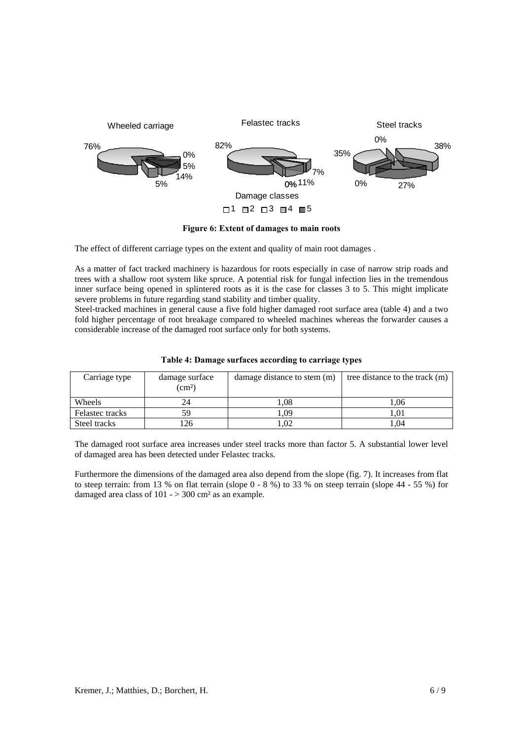**Figure 6: Extent of damages to main roots**

The effect of different carriage types on the extent and quality of main root damages .

As a matter of fact tracked machinery is hazardous for roots especially in case of narrow strip roads and trees with a shallow root system like spruce. A potential risk for fungal infection lies in the tremendous inner surface being opened in splintered roots as it is the case for classes 3 to 5. This might implicate severe problems in future regarding stand stability and timber quality.

Steel-tracked machines in general cause a five fold higher damaged root surface area (table 4) and a two fold higher percentage of root breakage compared to wheeled machines whereas the forwarder causes a considerable increase of the damaged root surface only for both systems.

**Table 4: Damage surfaces according to carriage types**

| Carriage type | damage surface (cm²) | damage distance to stem (m) | tree distance to the track (m) |
|---|---|---|---|
| Wheels | 24 | 1,08 | 1,06 |
| Felastec tracks | 59 | 1,09 | 1,01 |
| Steel tracks | 126 | 1,02 | 1,04 |

The damaged root surface area increases under steel tracks more than factor 5. A substantial lower level of damaged area has been detected under Felastec tracks.

Furthermore the dimensions of the damaged area also depend from the slope (fig. 7). It increases from flat to steep terrain: from 13 % on flat terrain (slope 0 - 8 %) to 33 % on steep terrain (slope 44 - 55 %) for damaged area class of 101 - > 300 cm² as an example.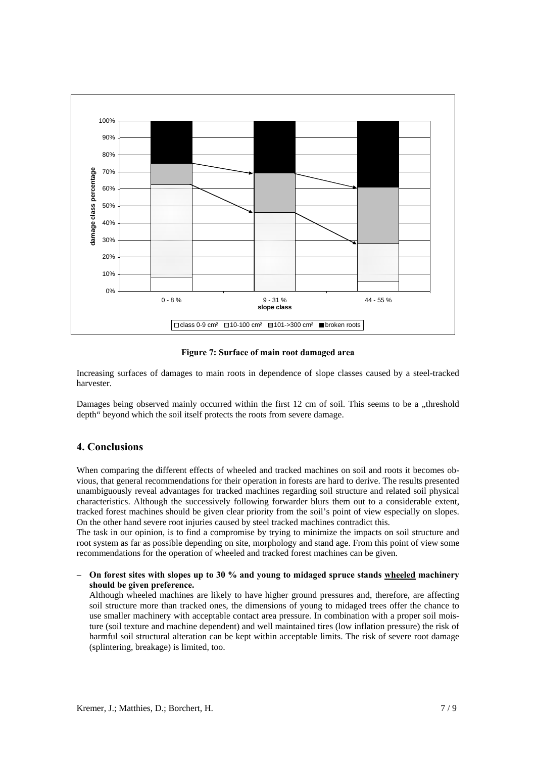**Figure 7: Surface of main root damaged area**

Increasing surfaces of damages to main roots in dependence of slope classes caused by a steel-tracked harvester.

Damages being observed mainly occurred within the first 12 cm of soil. This seems to be a „threshold depth" beyond which the soil itself protects the roots from severe damage.

## 4. Conclusions

When comparing the different effects of wheeled and tracked machines on soil and roots it becomes obvious, that general recommendations for their operation in forests are hard to derive. The results presented unambiguously reveal advantages for tracked machines regarding soil structure and related soil physical characteristics. Although the successively following forwarder blurs them out to a considerable extent, tracked forest machines should be given clear priority from the soil's point of view especially on slopes. On the other hand severe root injuries caused by steel tracked machines contradict this.

The task in our opinion, is to find a compromise by trying to minimize the impacts on soil structure and root system as far as possible depending on site, morphology and stand age. From this point of view some recommendations for the operation of wheeled and tracked forest machines can be given.

- **On forest sites with slopes up to 30 % and young to midaged spruce stands wheeled machinery should be given preference.**

  Although wheeled machines are likely to have higher ground pressures and, therefore, are affecting soil structure more than tracked ones, the dimensions of young to midaged trees offer the chance to use smaller machinery with acceptable contact area pressure. In combination with a proper soil moisture (soil texture and machine dependent) and well maintained tires (low inflation pressure) the risk of harmful soil structural alteration can be kept within acceptable limits. The risk of severe root damage (splintering, breakage) is limited, too.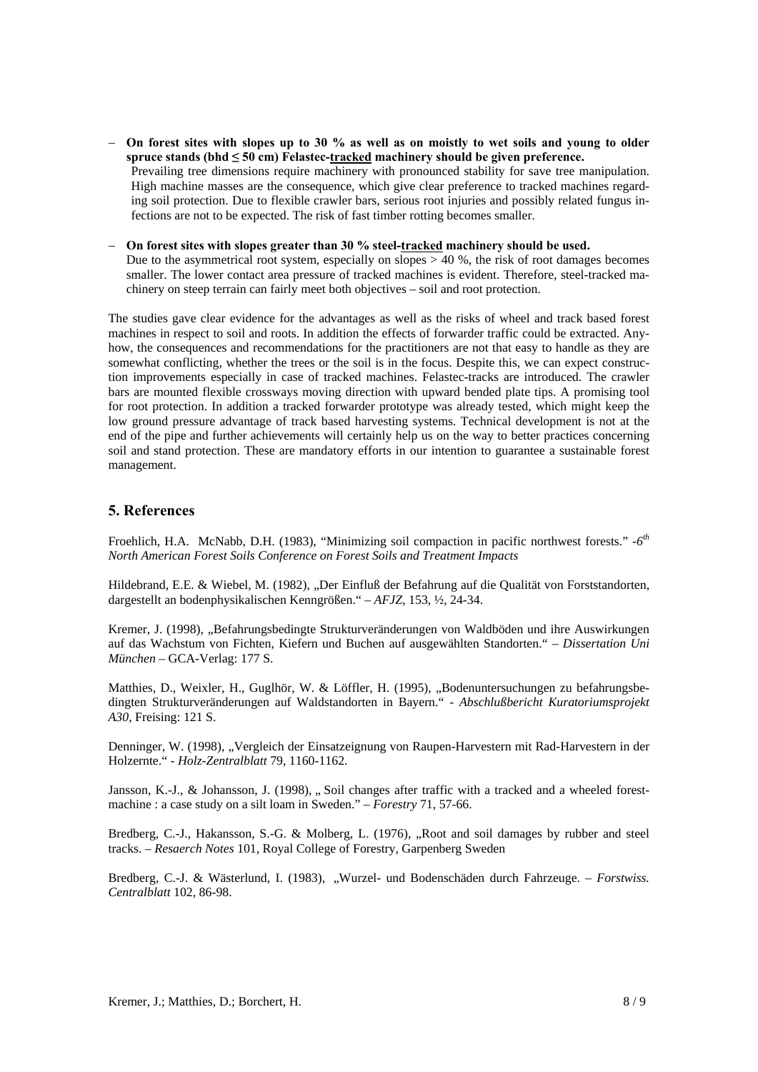- **On forest sites with slopes up to 30 % as well as on moistly to wet soils and young to older spruce stands (bhd ≤ 50 cm) Felastec-tracked machinery should be given preference.**
  Prevailing tree dimensions require machinery with pronounced stability for save tree manipulation. High machine masses are the consequence, which give clear preference to tracked machines regarding soil protection. Due to flexible crawler bars, serious root injuries and possibly related fungus infections are not to be expected. The risk of fast timber rotting becomes smaller.

- **On forest sites with slopes greater than 30 % steel-tracked machinery should be used.**
  Due to the asymmetrical root system, especially on slopes > 40 %, the risk of root damages becomes smaller. The lower contact area pressure of tracked machines is evident. Therefore, steel-tracked machinery on steep terrain can fairly meet both objectives – soil and root protection.

The studies gave clear evidence for the advantages as well as the risks of wheel and track based forest machines in respect to soil and roots. In addition the effects of forwarder traffic could be extracted. Anyhow, the consequences and recommendations for the practitioners are not that easy to handle as they are somewhat conflicting, whether the trees or the soil is in the focus. Despite this, we can expect construction improvements especially in case of tracked machines. Felastec-tracks are introduced. The crawler bars are mounted flexible crossways moving direction with upward bended plate tips. A promising tool for root protection. In addition a tracked forwarder prototype was already tested, which might keep the low ground pressure advantage of track based harvesting systems. Technical development is not at the end of the pipe and further achievements will certainly help us on the way to better practices concerning soil and stand protection. These are mandatory efforts in our intention to guarantee a sustainable forest management.

## 5. References

Froehlich, H.A. McNabb, D.H. (1983), "Minimizing soil compaction in pacific northwest forests." -*6th North American Forest Soils Conference on Forest Soils and Treatment Impacts*

Hildebrand, E.E. & Wiebel, M. (1982), „Der Einfluß der Befahrung auf die Qualität von Forststandorten, dargestellt an bodenphysikalischen Kenngrößen." – *AFJZ*, 153, ½, 24-34.

Kremer, J. (1998), „Befahrungsbedingte Strukturveränderungen von Waldböden und ihre Auswirkungen auf das Wachstum von Fichten, Kiefern und Buchen auf ausgewählten Standorten." – *Dissertation Uni München* – GCA-Verlag: 177 S.

Matthies, D., Weixler, H., Guglhör, W. & Löffler, H. (1995), „Bodenuntersuchungen zu befahrungsbedingten Strukturveränderungen auf Waldstandorten in Bayern." - *Abschlußbericht Kuratoriumsprojekt A30*, Freising: 121 S.

Denninger, W. (1998), „Vergleich der Einsatzeignung von Raupen-Harvestern mit Rad-Harvestern in der Holzernte." - *Holz-Zentralblatt* 79, 1160-1162.

Jansson, K.-J., & Johansson, J. (1998), „ Soil changes after traffic with a tracked and a wheeled forest-machine : a case study on a silt loam in Sweden." – *Forestry* 71, 57-66.

Bredberg, C.-J., Hakansson, S.-G. & Molberg, L. (1976), „Root and soil damages by rubber and steel tracks. – *Resaerch Notes* 101, Royal College of Forestry, Garpenberg Sweden

Bredberg, C.-J. & Wästerlund, I. (1983), „Wurzel- und Bodenschäden durch Fahrzeuge. – *Forstwiss. Centralblatt* 102, 86-98.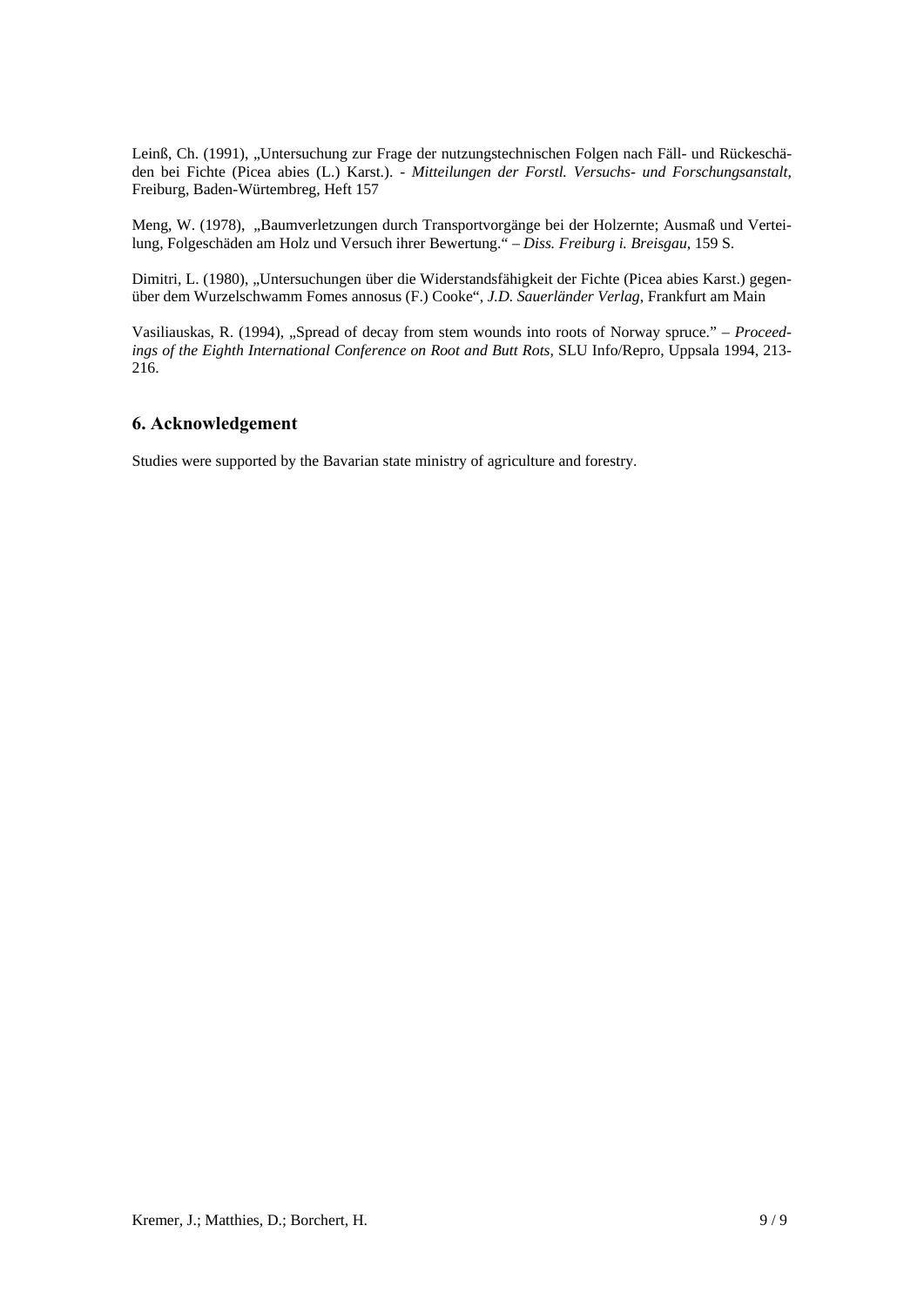Leinß, Ch. (1991), „Untersuchung zur Frage der nutzungstechnischen Folgen nach Fäll- und Rückeschäden bei Fichte (Picea abies (L.) Karst.). - *Mitteilungen der Forstl. Versuchs- und Forschungsanstalt*, Freiburg, Baden-Würtembreg, Heft 157

Meng, W. (1978), „Baumverletzungen durch Transportvorgänge bei der Holzernte; Ausmaß und Verteilung, Folgeschäden am Holz und Versuch ihrer Bewertung.“ – *Diss. Freiburg i. Breisgau*, 159 S.

Dimitri, L. (1980), „Untersuchungen über die Widerstandsfähigkeit der Fichte (Picea abies Karst.) gegenüber dem Wurzelschwamm Fomes annosus (F.) Cooke“, *J.D. Sauerländer Verlag*, Frankfurt am Main

Vasiliauskas, R. (1994), „Spread of decay from stem wounds into roots of Norway spruce.” – *Proceedings of the Eighth International Conference on Root and Butt Rots*, SLU Info/Repro, Uppsala 1994, 213-216.

## 6. Acknowledgement

Studies were supported by the Bavarian state ministry of agriculture and forestry.